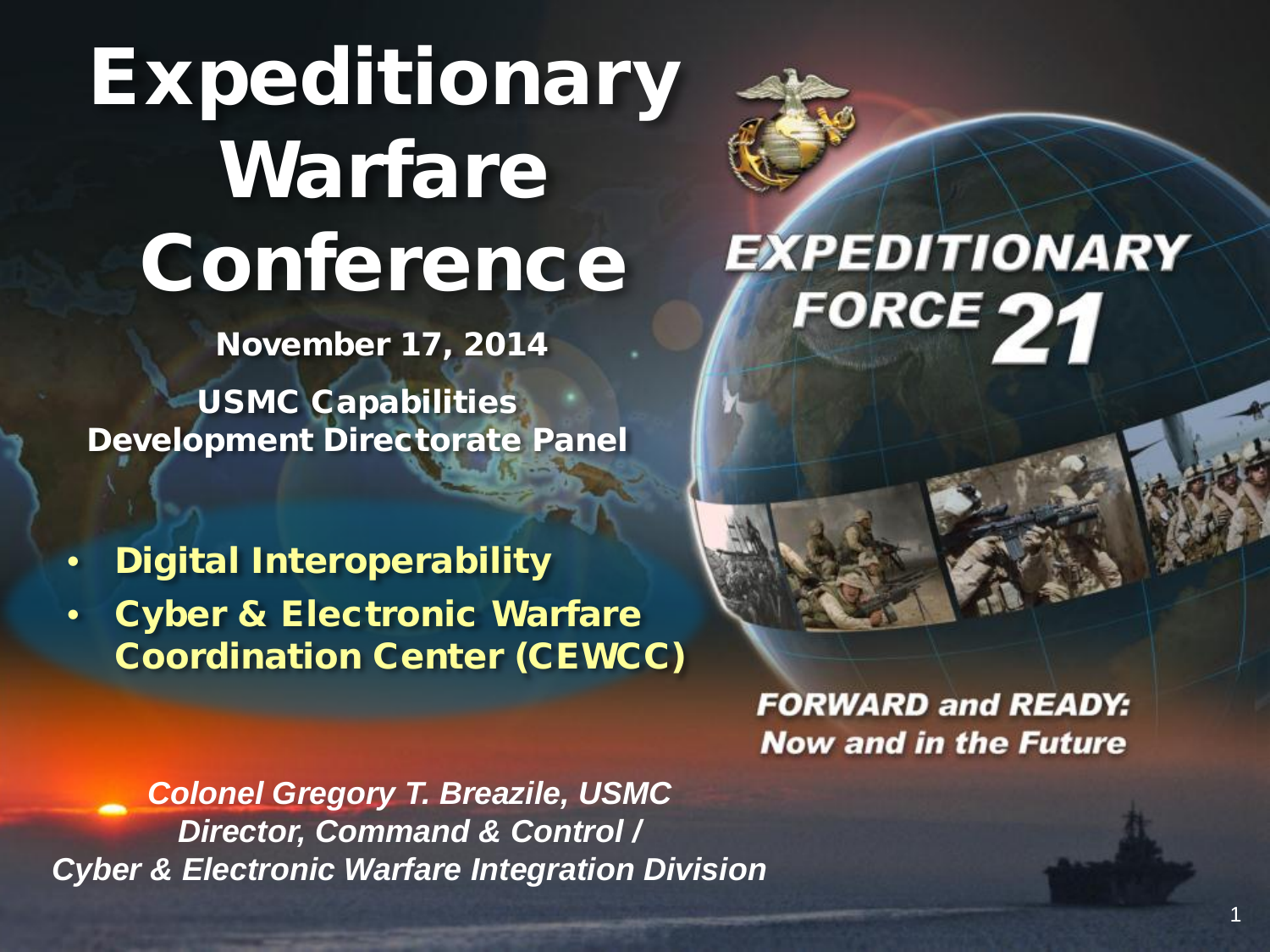# Expeditionary Warfare Conference

**November 17, 2014**

**USMC Capabilities Development Directorate Panel**

- **Digital Interoperability**
- **Cyber & Electronic Warfare Coordination Center (CEWCC)**

**EXPEDITIONARY FORCE 21**

***FORWARD and READY: Now and in the Future***

***Colonel Gregory T. Breazile, USMC***
***Director, Command & Control / Cyber & Electronic Warfare Integration Division***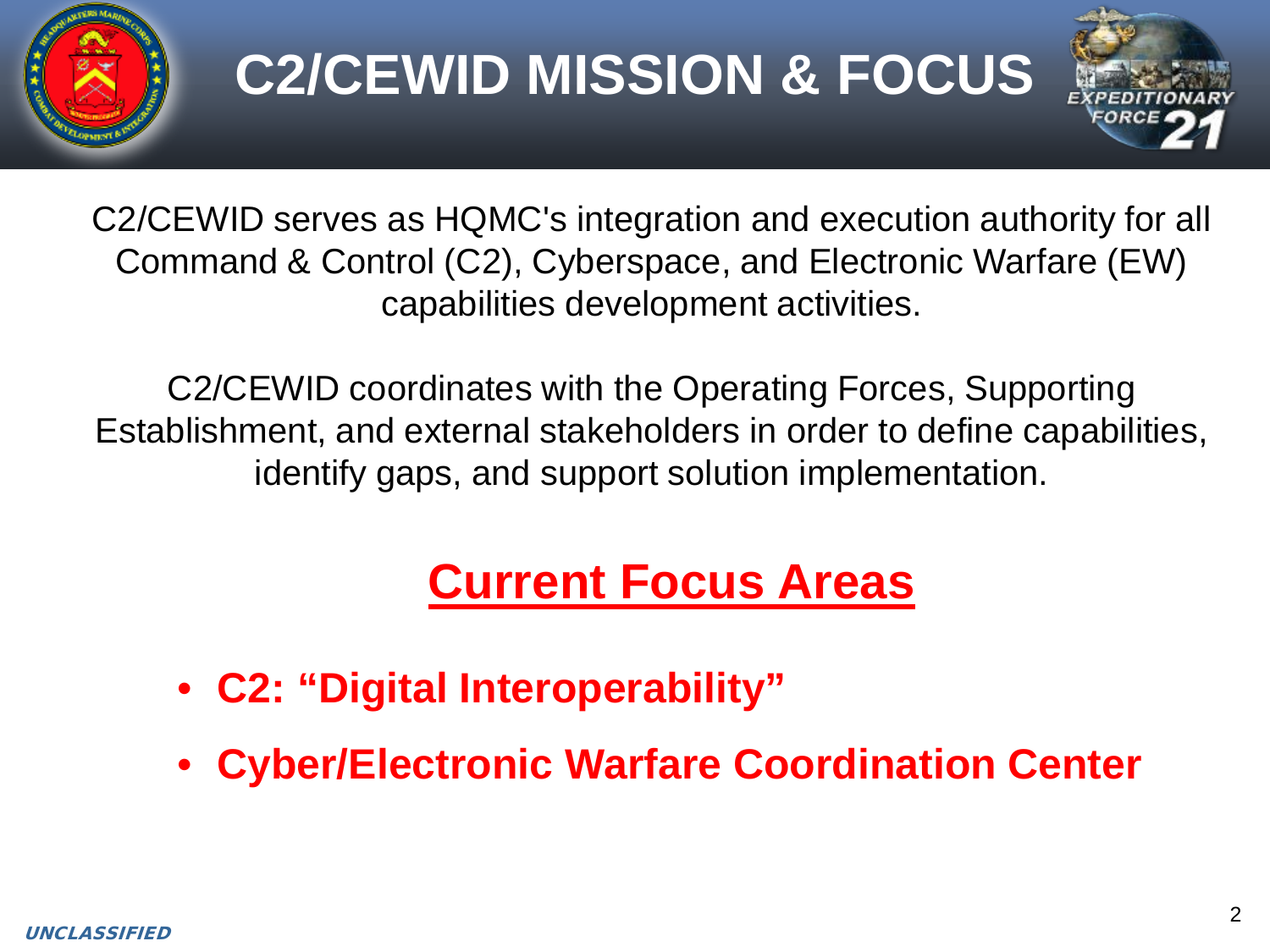# C2/CEWID MISSION & FOCUS

C2/CEWID serves as HQMC's integration and execution authority for all Command & Control (C2), Cyberspace, and Electronic Warfare (EW) capabilities development activities.

C2/CEWID coordinates with the Operating Forces, Supporting Establishment, and external stakeholders in order to define capabilities, identify gaps, and support solution implementation.

## Current Focus Areas

- **C2: "Digital Interoperability"**
- **Cyber/Electronic Warfare Coordination Center**

*UNCLASSIFIED*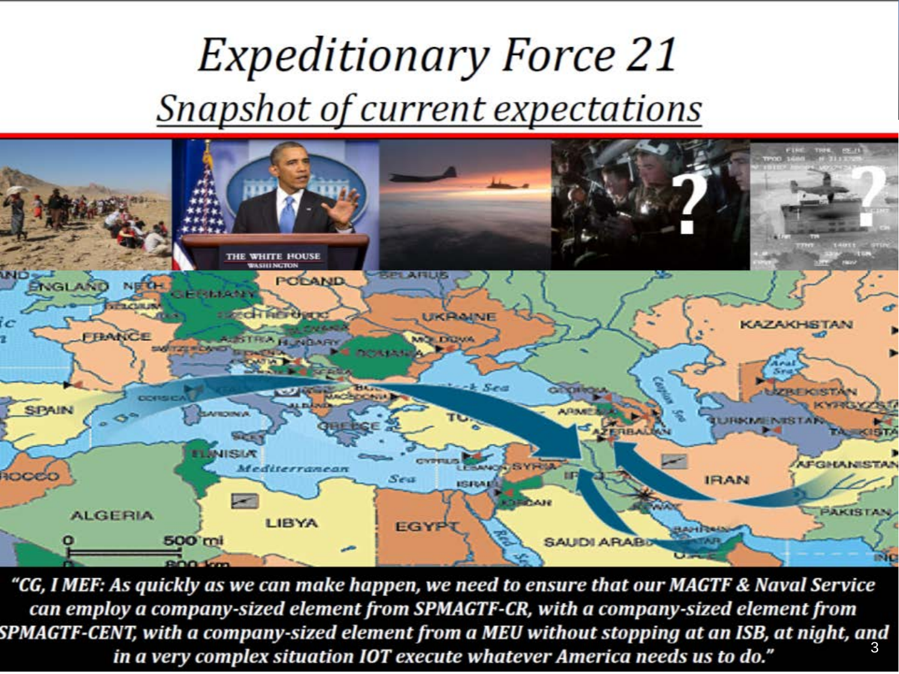# Expeditionary Force 21

## Snapshot of current expectations

***"CG, I MEF: As quickly as we can make happen, we need to ensure that our MAGTF & Naval Service can employ a company-sized element from SPMAGTF-CR, with a company-sized element from SPMAGTF-CENT, with a company-sized element from a MEU without stopping at an ISB, at night, and in a very complex situation IOT execute whatever America needs us to do."***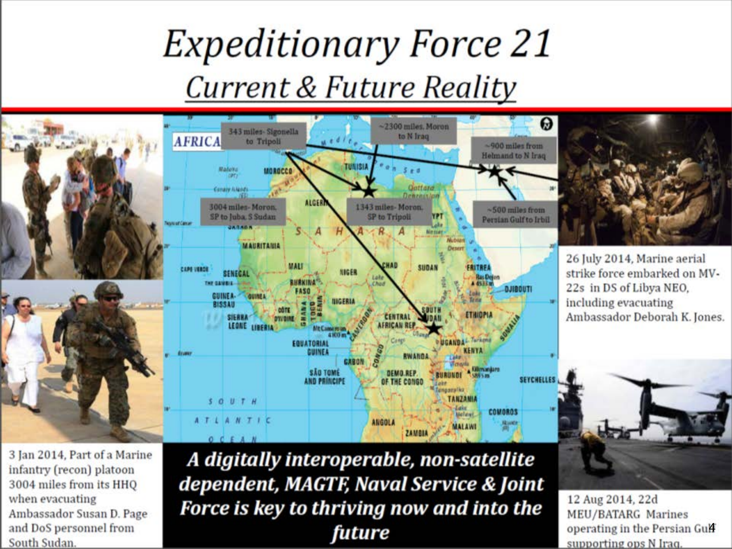# Expeditionary Force 21

## Current & Future Reality

343 miles- Sigonella to Tripoli

~2300 miles, Moron to N Iraq

~900 miles from Helmand to N Iraq

3004 miles- Moron, SP to Juba, S Sudan

1343 miles- Moron, SP to Tripoli

~500 miles from Persian Gulf to Irbil

26 July 2014, Marine aerial strike force embarked on MV-22s in DS of Libya NEO, including evacuating Ambassador Deborah K. Jones.

3 Jan 2014, Part of a Marine infantry (recon) platoon 3004 miles from its HHQ when evacuating Ambassador Susan D. Page and DoS personnel from South Sudan.

***A digitally interoperable, non-satellite dependent, MAGTF, Naval Service & Joint Force is key to thriving now and into the future***

12 Aug 2014, 22d MEU/BATARG Marines operating in the Persian Gulf supporting ops N Iraq.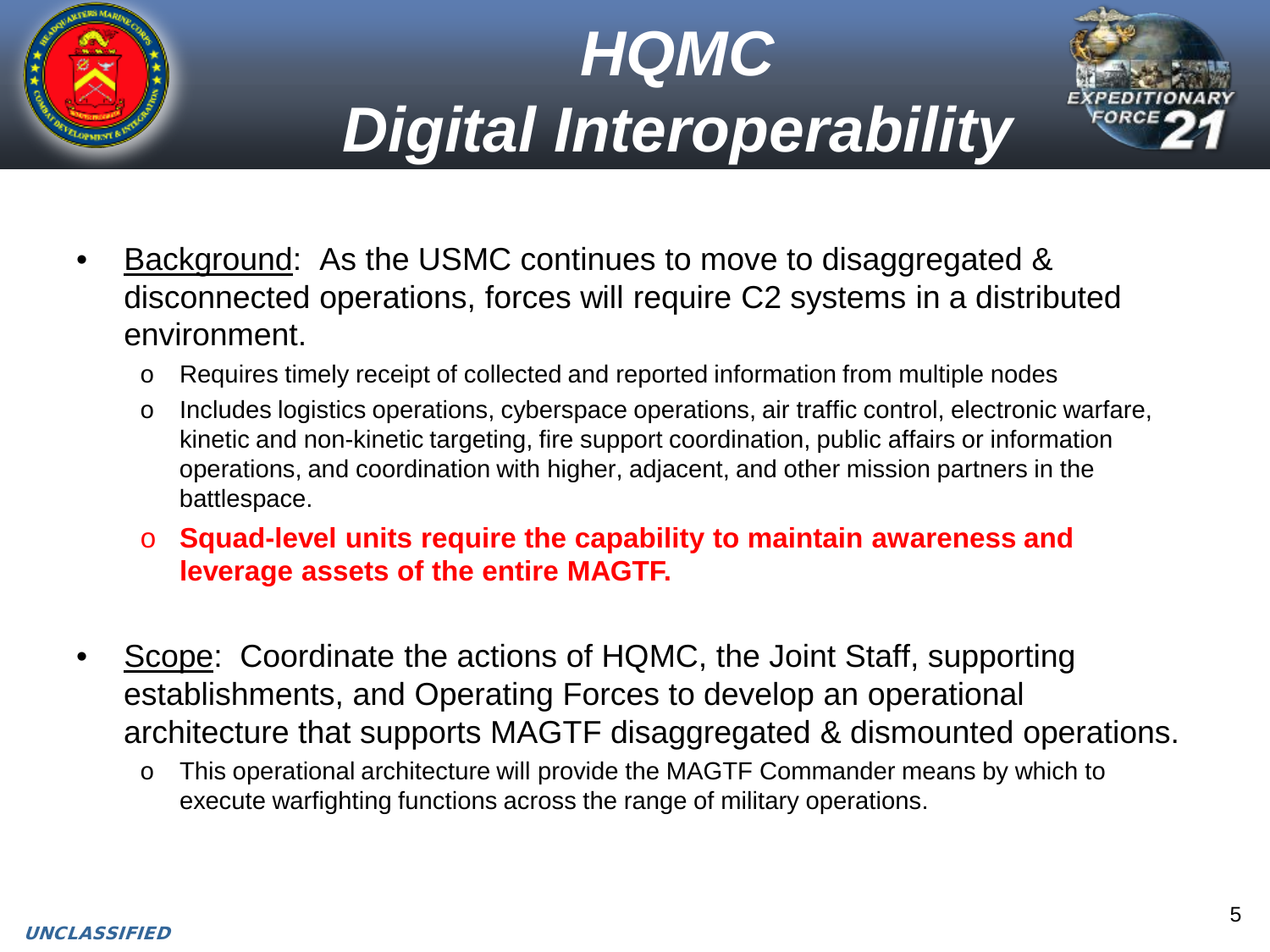# HQMC Digital Interoperability

- Background: As the USMC continues to move to disaggregated & disconnected operations, forces will require C2 systems in a distributed environment.
  - Requires timely receipt of collected and reported information from multiple nodes
  - Includes logistics operations, cyberspace operations, air traffic control, electronic warfare, kinetic and non-kinetic targeting, fire support coordination, public affairs or information operations, and coordination with higher, adjacent, and other mission partners in the battlespace.
  - **Squad-level units require the capability to maintain awareness and leverage assets of the entire MAGTF.**

- Scope: Coordinate the actions of HQMC, the Joint Staff, supporting establishments, and Operating Forces to develop an operational architecture that supports MAGTF disaggregated & dismounted operations.
  - This operational architecture will provide the MAGTF Commander means by which to execute warfighting functions across the range of military operations.

UNCLASSIFIED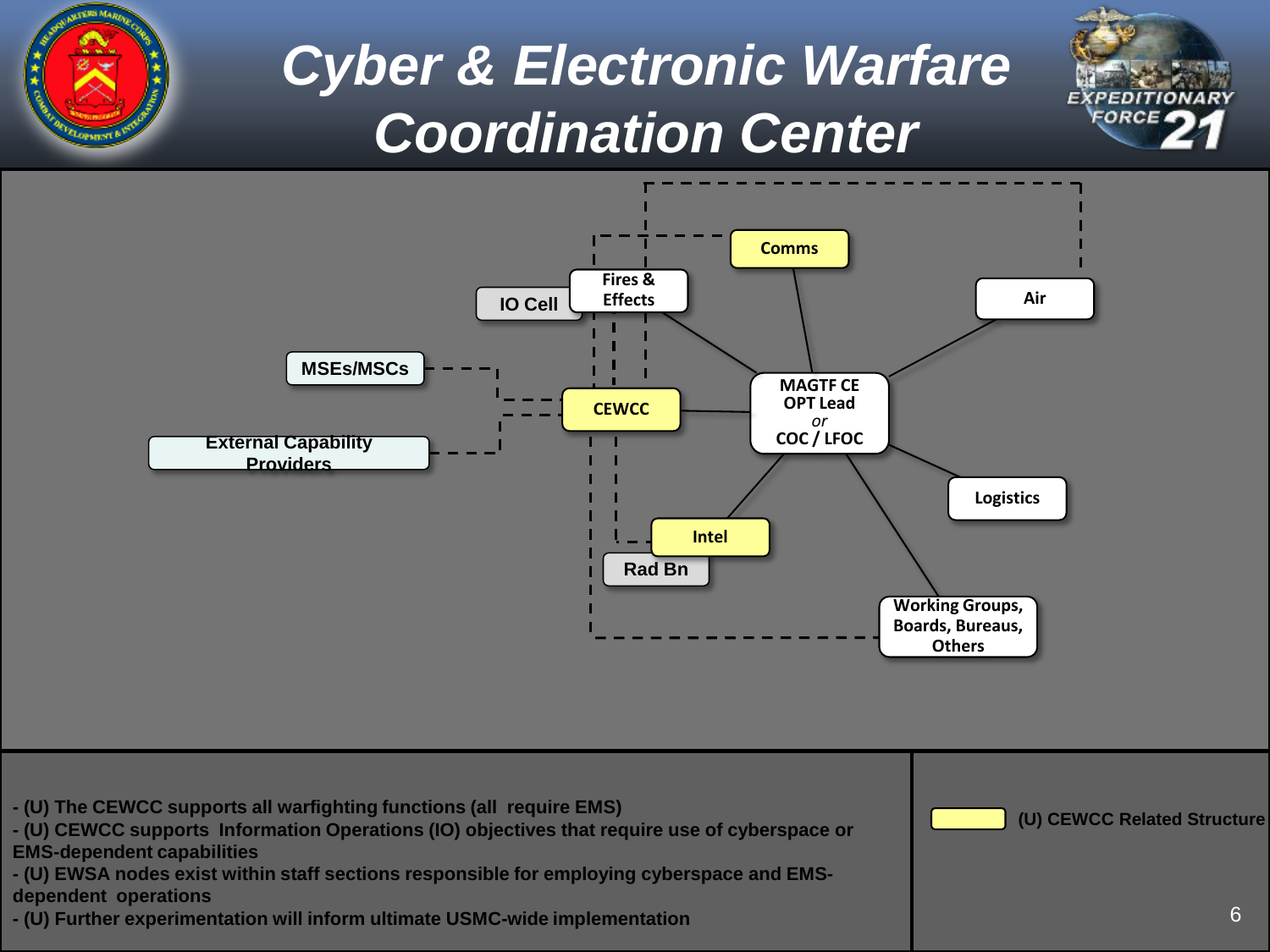# Cyber & Electronic Warfare Coordination Center

Comms

Fires & Effects

IO Cell

Air

MSEs/MSCs

CEWCC

MAGTF CE OPT Lead *or* COC / LFOC

External Capability Providers

Logistics

Intel

Rad Bn

Working Groups, Boards, Bureaus, Others

- (U) The CEWCC supports all warfighting functions (all require EMS)
- (U) CEWCC supports Information Operations (IO) objectives that require use of cyberspace or EMS-dependent capabilities
- (U) EWSA nodes exist within staff sections responsible for employing cyberspace and EMS-dependent operations
- (U) Further experimentation will inform ultimate USMC-wide implementation

(U) CEWCC Related Structure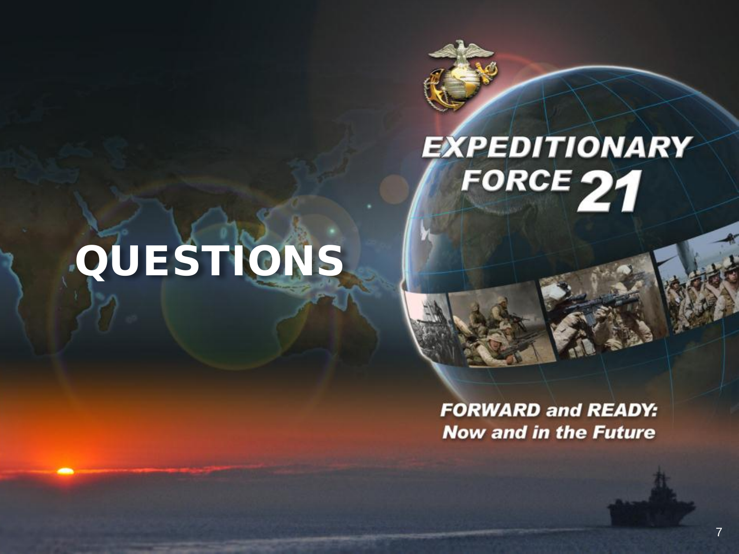# QUESTIONS

**EXPEDITIONARY FORCE 21**

***FORWARD and READY: Now and in the Future***